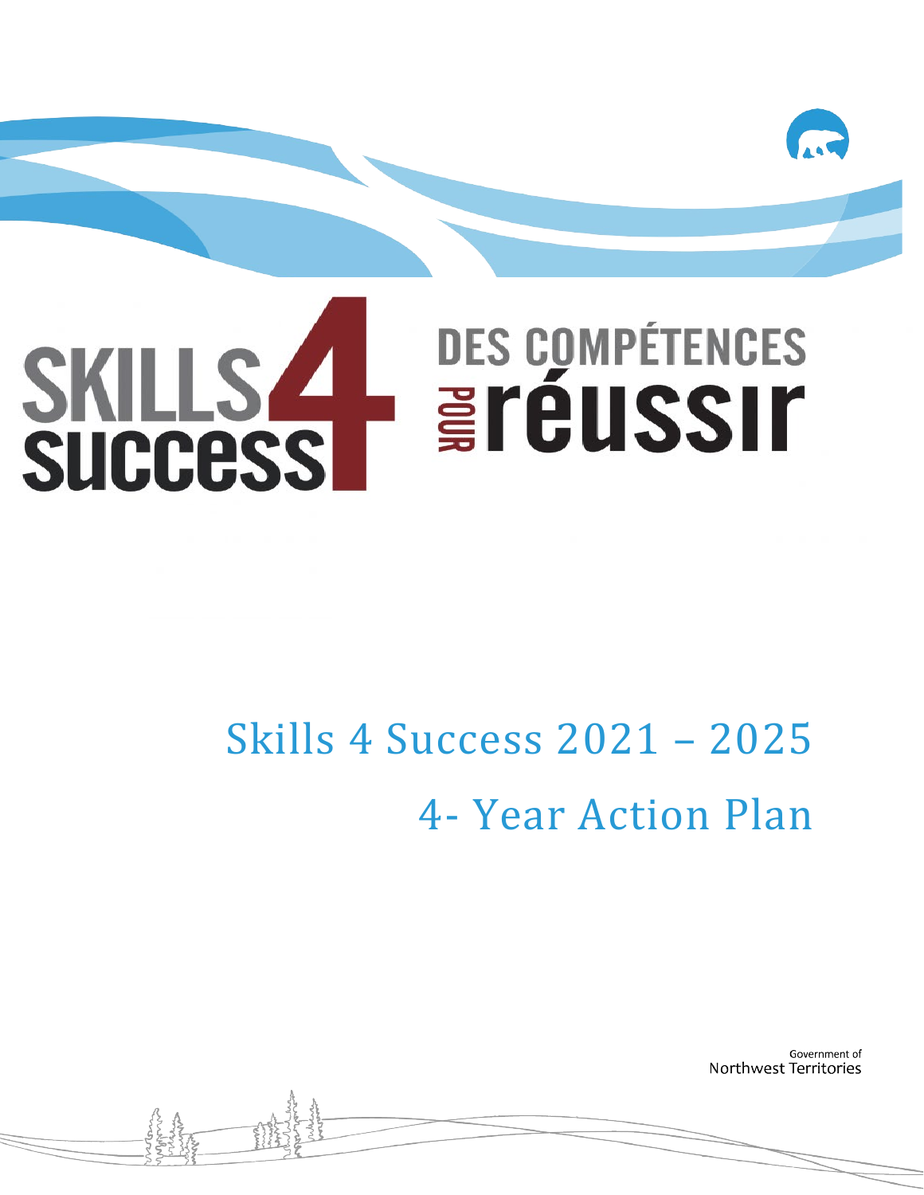# SKILLS 4 SUCCESS

# DES COMPÉTENCES POUR réussir

## Skills 4 Success 2021 – 2025

## 4- Year Action Plan

Government of
Northwest Territories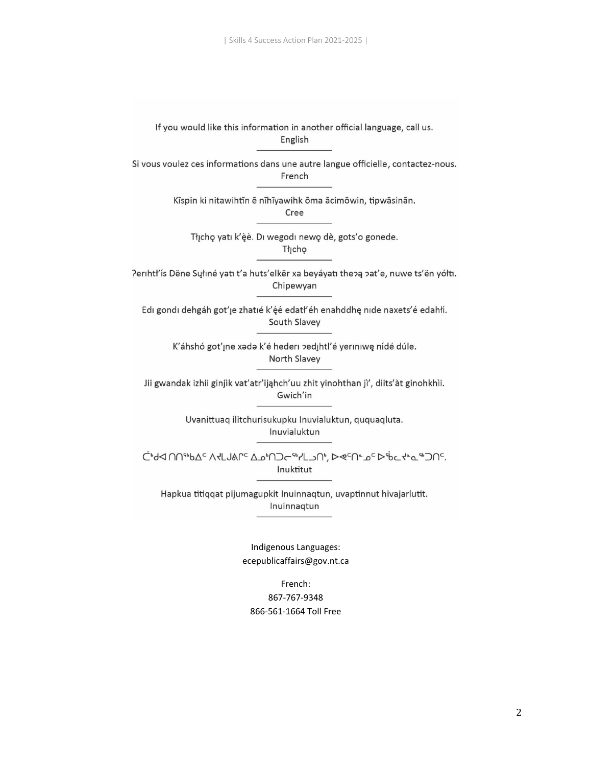If you would like this information in another official language, call us.
English

Si vous voulez ces informations dans une autre langue officielle, contactez-nous.
French

Kīspin ki nitawihtīn ē nīhīyawihk ōma ācimōwin, tipwāsinān.
Cree

Tłı̨chǫ yatı k'ę̀ę̀. Dı wegodı newǫ dè, gots'o gonede.
Tłı̨chǫ

ʔerıhtł'ís Dëne Sųłıné yatı t'a huts'elkër xa beyáyatı theɂą ɂat'e, nuwe ts'ën yółtı.
Chipewyan

Edı gondı dehgáh got'ı̨e zhatıé k'ę́ę́ edatł'éh enahddhę nıde naxets'é edahłí.
South Slavey

K'áhshó got'ı̨ne xədə k'é hederı ɂedı̨htl'é yerınıwę nídé dúle.
North Slavey

Jii gwandak izhii ginjìk vat'atr'ijąhch'uu zhit yinohthan jì', diits'àt ginohkhìi.
Gwich'in

Uvanittuaq ilitchurisukupku Inuvialuktun, ququaqluta.
Inuvialuktun

ᑖᒃᑯᐊ ᑎᑎᕐᒃᑲᐃᑦ ᐱᔪᒪᒍᕕᒋᑦ ᐃᓄᒃᑎᑐᓕᕐᕕᒪᓗᑎᒃ, ᐅᕙᑦᑎᓐᓄᑦ ᐅᖄᓚᔪᓐᓇᖅᑐᑎᑦ.
Inuktitut

Hapkua titiqqat pijumagupkit Inuinnaqtun, uvaptinnut hivajarlutit.
Inuinnaqtun

Indigenous Languages:
ecepublicaffairs@gov.nt.ca

French:
867-767-9348
866-561-1664 Toll Free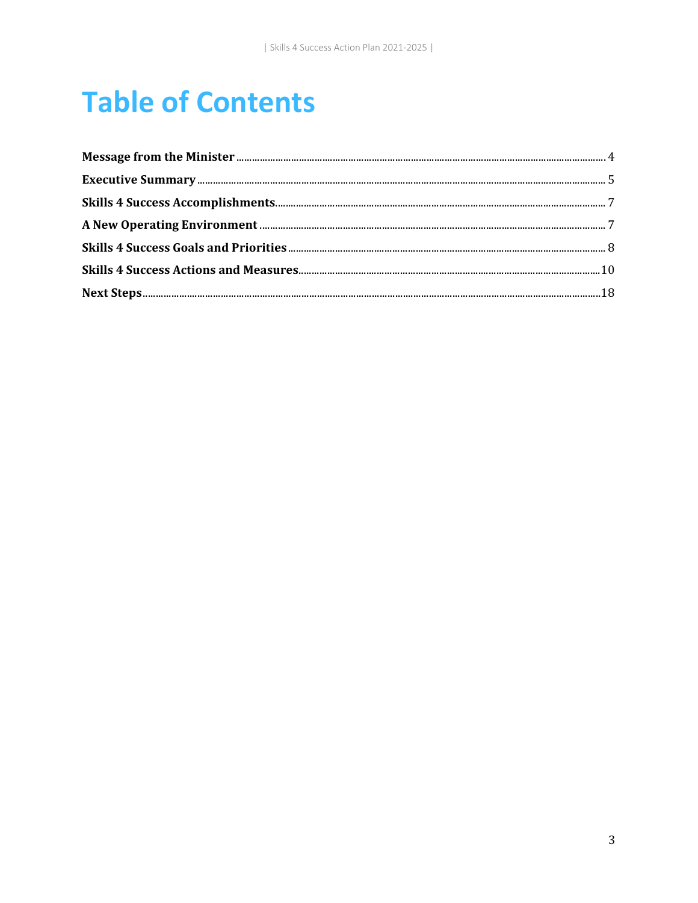# Table of Contents

**Message from the Minister** ..... 4
**Executive Summary** ..... 5
**Skills 4 Success Accomplishments** ..... 7
**A New Operating Environment** ..... 7
**Skills 4 Success Goals and Priorities** ..... 8
**Skills 4 Success Actions and Measures** ..... 10
**Next Steps** ..... 18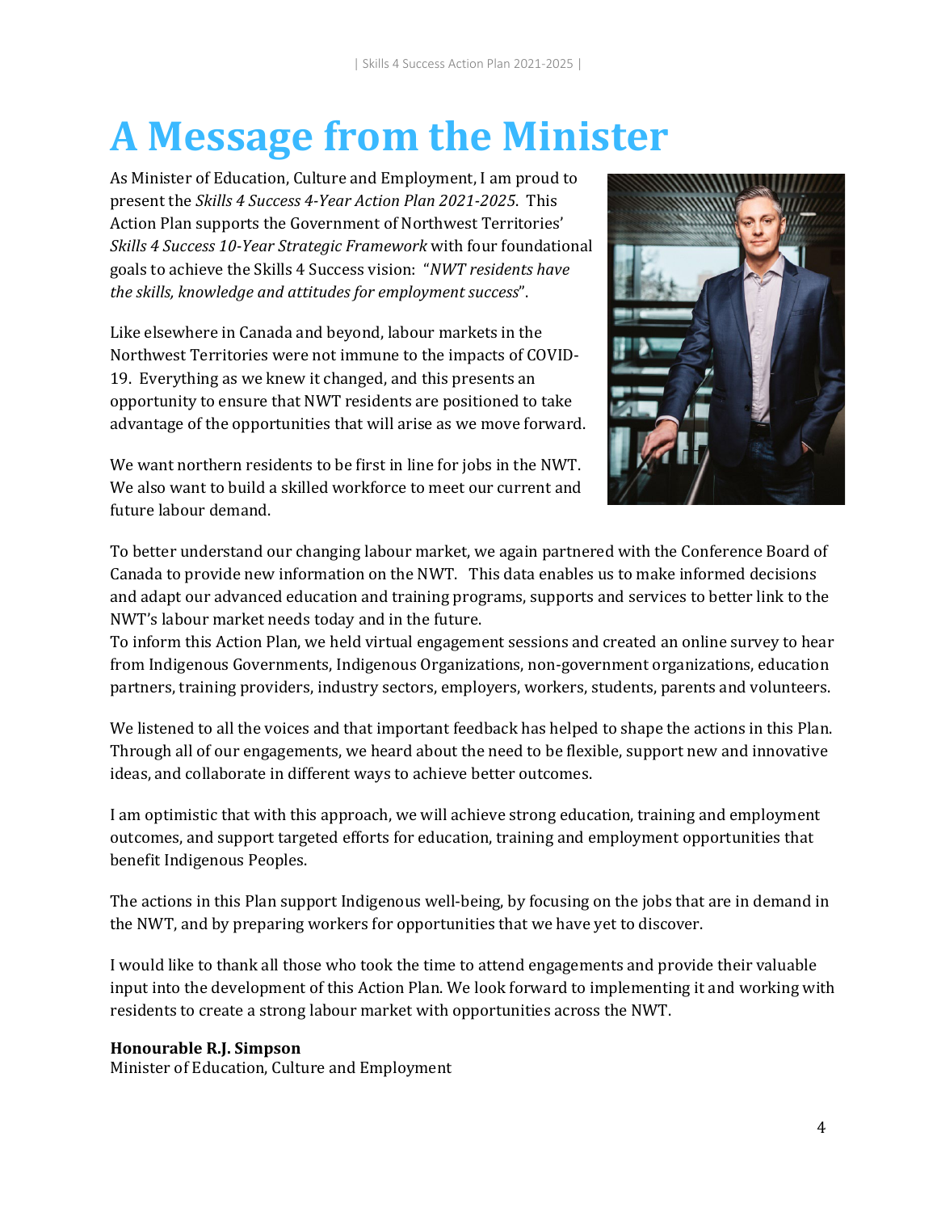# A Message from the Minister

As Minister of Education, Culture and Employment, I am proud to present the *Skills 4 Success 4-Year Action Plan 2021-2025*. This Action Plan supports the Government of Northwest Territories' *Skills 4 Success 10-Year Strategic Framework* with four foundational goals to achieve the Skills 4 Success vision: "*NWT residents have the skills, knowledge and attitudes for employment success*".

Like elsewhere in Canada and beyond, labour markets in the Northwest Territories were not immune to the impacts of COVID-19. Everything as we knew it changed, and this presents an opportunity to ensure that NWT residents are positioned to take advantage of the opportunities that will arise as we move forward.

We want northern residents to be first in line for jobs in the NWT. We also want to build a skilled workforce to meet our current and future labour demand.

To better understand our changing labour market, we again partnered with the Conference Board of Canada to provide new information on the NWT. This data enables us to make informed decisions and adapt our advanced education and training programs, supports and services to better link to the NWT's labour market needs today and in the future.
To inform this Action Plan, we held virtual engagement sessions and created an online survey to hear from Indigenous Governments, Indigenous Organizations, non-government organizations, education partners, training providers, industry sectors, employers, workers, students, parents and volunteers.

We listened to all the voices and that important feedback has helped to shape the actions in this Plan. Through all of our engagements, we heard about the need to be flexible, support new and innovative ideas, and collaborate in different ways to achieve better outcomes.

I am optimistic that with this approach, we will achieve strong education, training and employment outcomes, and support targeted efforts for education, training and employment opportunities that benefit Indigenous Peoples.

The actions in this Plan support Indigenous well-being, by focusing on the jobs that are in demand in the NWT, and by preparing workers for opportunities that we have yet to discover.

I would like to thank all those who took the time to attend engagements and provide their valuable input into the development of this Action Plan. We look forward to implementing it and working with residents to create a strong labour market with opportunities across the NWT.

**Honourable R.J. Simpson**
Minister of Education, Culture and Employment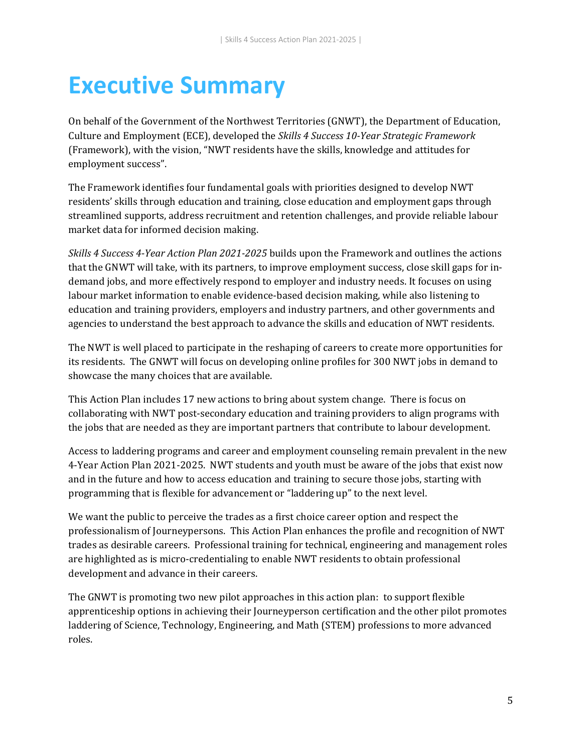# Executive Summary

On behalf of the Government of the Northwest Territories (GNWT), the Department of Education, Culture and Employment (ECE), developed the *Skills 4 Success 10-Year Strategic Framework* (Framework), with the vision, "NWT residents have the skills, knowledge and attitudes for employment success".

The Framework identifies four fundamental goals with priorities designed to develop NWT residents' skills through education and training, close education and employment gaps through streamlined supports, address recruitment and retention challenges, and provide reliable labour market data for informed decision making.

*Skills 4 Success 4-Year Action Plan 2021-2025* builds upon the Framework and outlines the actions that the GNWT will take, with its partners, to improve employment success, close skill gaps for in-demand jobs, and more effectively respond to employer and industry needs. It focuses on using labour market information to enable evidence-based decision making, while also listening to education and training providers, employers and industry partners, and other governments and agencies to understand the best approach to advance the skills and education of NWT residents.

The NWT is well placed to participate in the reshaping of careers to create more opportunities for its residents. The GNWT will focus on developing online profiles for 300 NWT jobs in demand to showcase the many choices that are available.

This Action Plan includes 17 new actions to bring about system change. There is focus on collaborating with NWT post-secondary education and training providers to align programs with the jobs that are needed as they are important partners that contribute to labour development.

Access to laddering programs and career and employment counseling remain prevalent in the new 4-Year Action Plan 2021-2025. NWT students and youth must be aware of the jobs that exist now and in the future and how to access education and training to secure those jobs, starting with programming that is flexible for advancement or "laddering up" to the next level.

We want the public to perceive the trades as a first choice career option and respect the professionalism of Journeypersons. This Action Plan enhances the profile and recognition of NWT trades as desirable careers. Professional training for technical, engineering and management roles are highlighted as is micro-credentialing to enable NWT residents to obtain professional development and advance in their careers.

The GNWT is promoting two new pilot approaches in this action plan: to support flexible apprenticeship options in achieving their Journeyperson certification and the other pilot promotes laddering of Science, Technology, Engineering, and Math (STEM) professions to more advanced roles.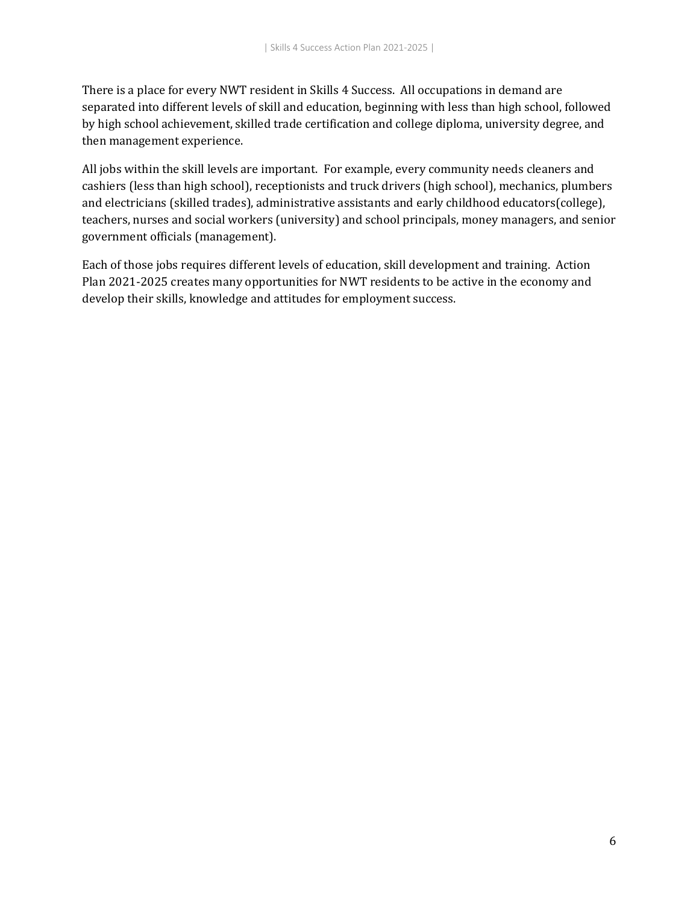There is a place for every NWT resident in Skills 4 Success. All occupations in demand are separated into different levels of skill and education, beginning with less than high school, followed by high school achievement, skilled trade certification and college diploma, university degree, and then management experience.

All jobs within the skill levels are important. For example, every community needs cleaners and cashiers (less than high school), receptionists and truck drivers (high school), mechanics, plumbers and electricians (skilled trades), administrative assistants and early childhood educators(college), teachers, nurses and social workers (university) and school principals, money managers, and senior government officials (management).

Each of those jobs requires different levels of education, skill development and training. Action Plan 2021-2025 creates many opportunities for NWT residents to be active in the economy and develop their skills, knowledge and attitudes for employment success.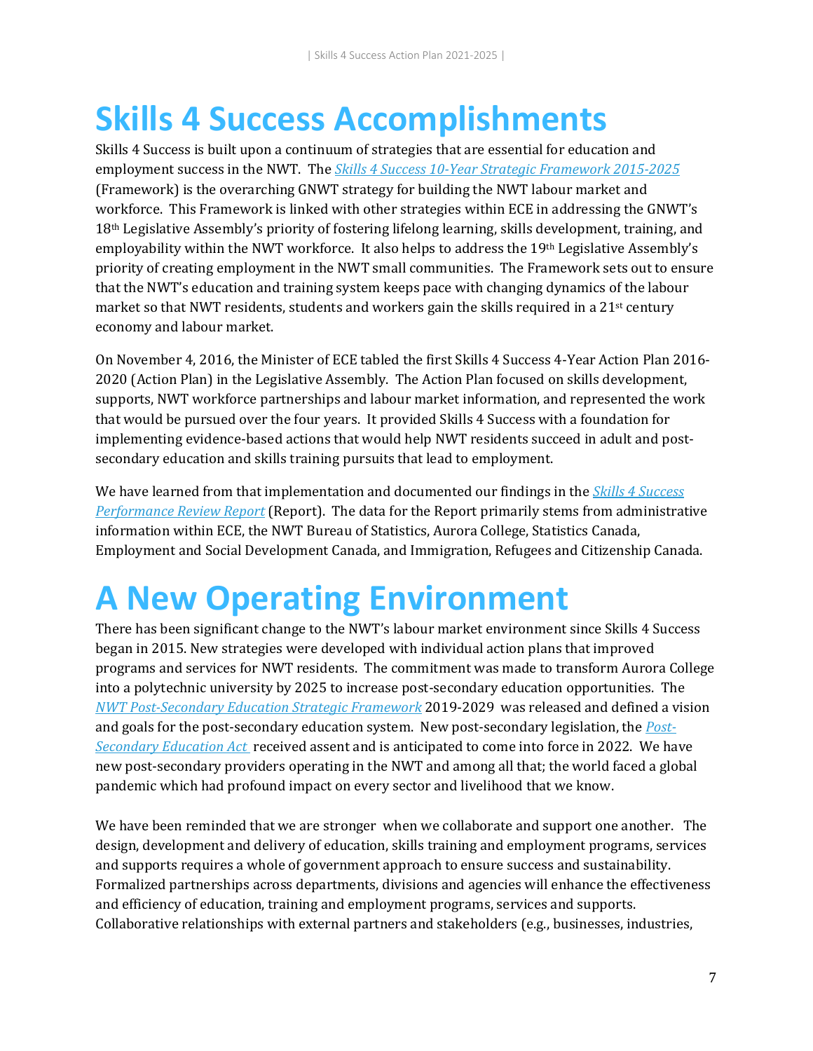# Skills 4 Success Accomplishments

Skills 4 Success is built upon a continuum of strategies that are essential for education and employment success in the NWT. The *Skills 4 Success 10-Year Strategic Framework 2015-2025* (Framework) is the overarching GNWT strategy for building the NWT labour market and workforce. This Framework is linked with other strategies within ECE in addressing the GNWT's 18th Legislative Assembly's priority of fostering lifelong learning, skills development, training, and employability within the NWT workforce. It also helps to address the 19th Legislative Assembly's priority of creating employment in the NWT small communities. The Framework sets out to ensure that the NWT's education and training system keeps pace with changing dynamics of the labour market so that NWT residents, students and workers gain the skills required in a 21st century economy and labour market.

On November 4, 2016, the Minister of ECE tabled the first Skills 4 Success 4-Year Action Plan 2016-2020 (Action Plan) in the Legislative Assembly. The Action Plan focused on skills development, supports, NWT workforce partnerships and labour market information, and represented the work that would be pursued over the four years. It provided Skills 4 Success with a foundation for implementing evidence-based actions that would help NWT residents succeed in adult and post-secondary education and skills training pursuits that lead to employment.

We have learned from that implementation and documented our findings in the *Skills 4 Success Performance Review Report* (Report). The data for the Report primarily stems from administrative information within ECE, the NWT Bureau of Statistics, Aurora College, Statistics Canada, Employment and Social Development Canada, and Immigration, Refugees and Citizenship Canada.

# A New Operating Environment

There has been significant change to the NWT's labour market environment since Skills 4 Success began in 2015. New strategies were developed with individual action plans that improved programs and services for NWT residents. The commitment was made to transform Aurora College into a polytechnic university by 2025 to increase post-secondary education opportunities. The *NWT Post-Secondary Education Strategic Framework* 2019-2029 was released and defined a vision and goals for the post-secondary education system. New post-secondary legislation, the *Post-Secondary Education Act* received assent and is anticipated to come into force in 2022. We have new post-secondary providers operating in the NWT and among all that; the world faced a global pandemic which had profound impact on every sector and livelihood that we know.

We have been reminded that we are stronger when we collaborate and support one another. The design, development and delivery of education, skills training and employment programs, services and supports requires a whole of government approach to ensure success and sustainability. Formalized partnerships across departments, divisions and agencies will enhance the effectiveness and efficiency of education, training and employment programs, services and supports. Collaborative relationships with external partners and stakeholders (e.g., businesses, industries,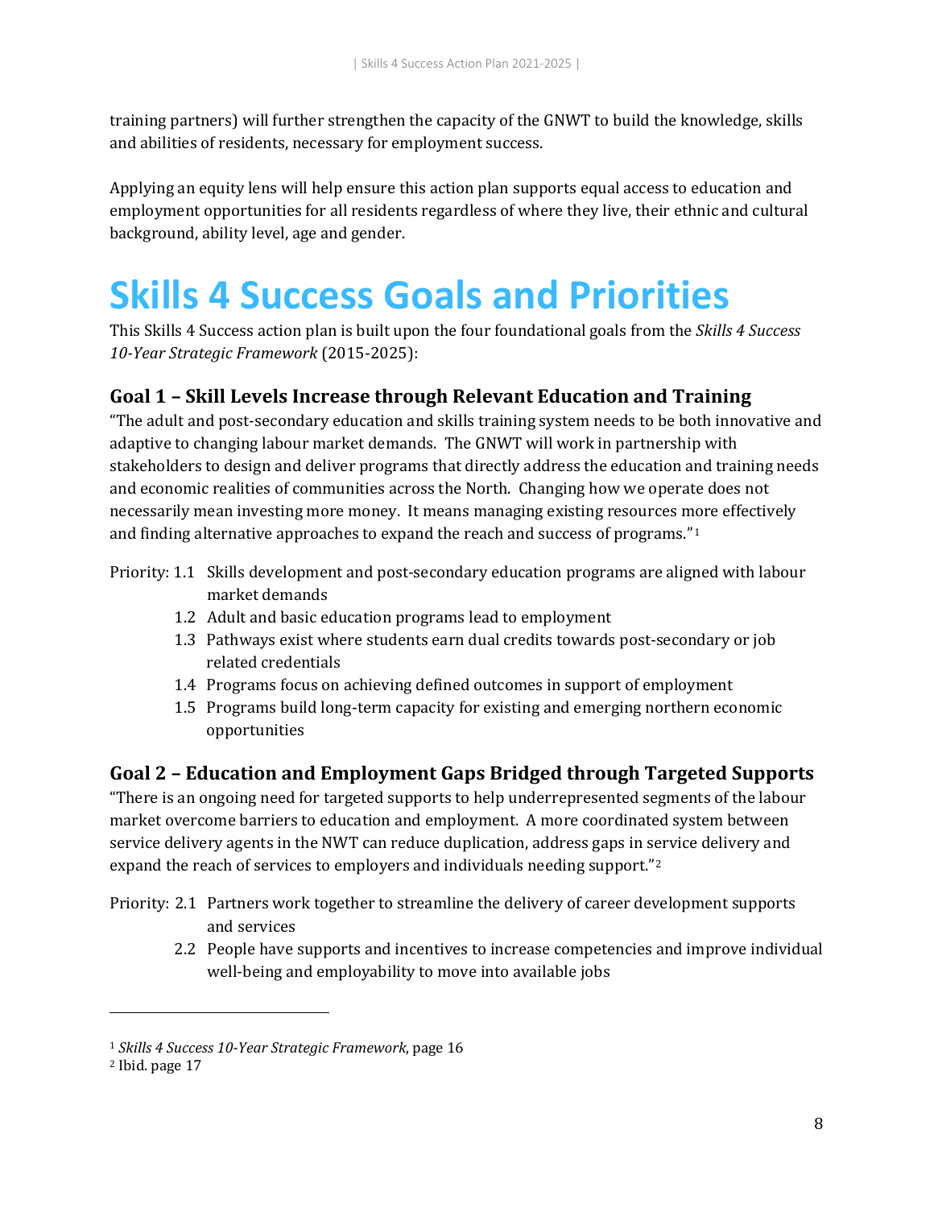training partners) will further strengthen the capacity of the GNWT to build the knowledge, skills and abilities of residents, necessary for employment success.

Applying an equity lens will help ensure this action plan supports equal access to education and employment opportunities for all residents regardless of where they live, their ethnic and cultural background, ability level, age and gender.

# Skills 4 Success Goals and Priorities

This Skills 4 Success action plan is built upon the four foundational goals from the *Skills 4 Success 10-Year Strategic Framework* (2015-2025):

## Goal 1 – Skill Levels Increase through Relevant Education and Training

"The adult and post-secondary education and skills training system needs to be both innovative and adaptive to changing labour market demands. The GNWT will work in partnership with stakeholders to design and deliver programs that directly address the education and training needs and economic realities of communities across the North. Changing how we operate does not necessarily mean investing more money. It means managing existing resources more effectively and finding alternative approaches to expand the reach and success of programs."[1]

Priority:
- 1.1 Skills development and post-secondary education programs are aligned with labour market demands
- 1.2 Adult and basic education programs lead to employment
- 1.3 Pathways exist where students earn dual credits towards post-secondary or job related credentials
- 1.4 Programs focus on achieving defined outcomes in support of employment
- 1.5 Programs build long-term capacity for existing and emerging northern economic opportunities

## Goal 2 – Education and Employment Gaps Bridged through Targeted Supports

"There is an ongoing need for targeted supports to help underrepresented segments of the labour market overcome barriers to education and employment. A more coordinated system between service delivery agents in the NWT can reduce duplication, address gaps in service delivery and expand the reach of services to employers and individuals needing support."[2]

Priority:
- 2.1 Partners work together to streamline the delivery of career development supports and services
- 2.2 People have supports and incentives to increase competencies and improve individual well-being and employability to move into available jobs

---

[1] *Skills 4 Success 10-Year Strategic Framework*, page 16

[2] Ibid. page 17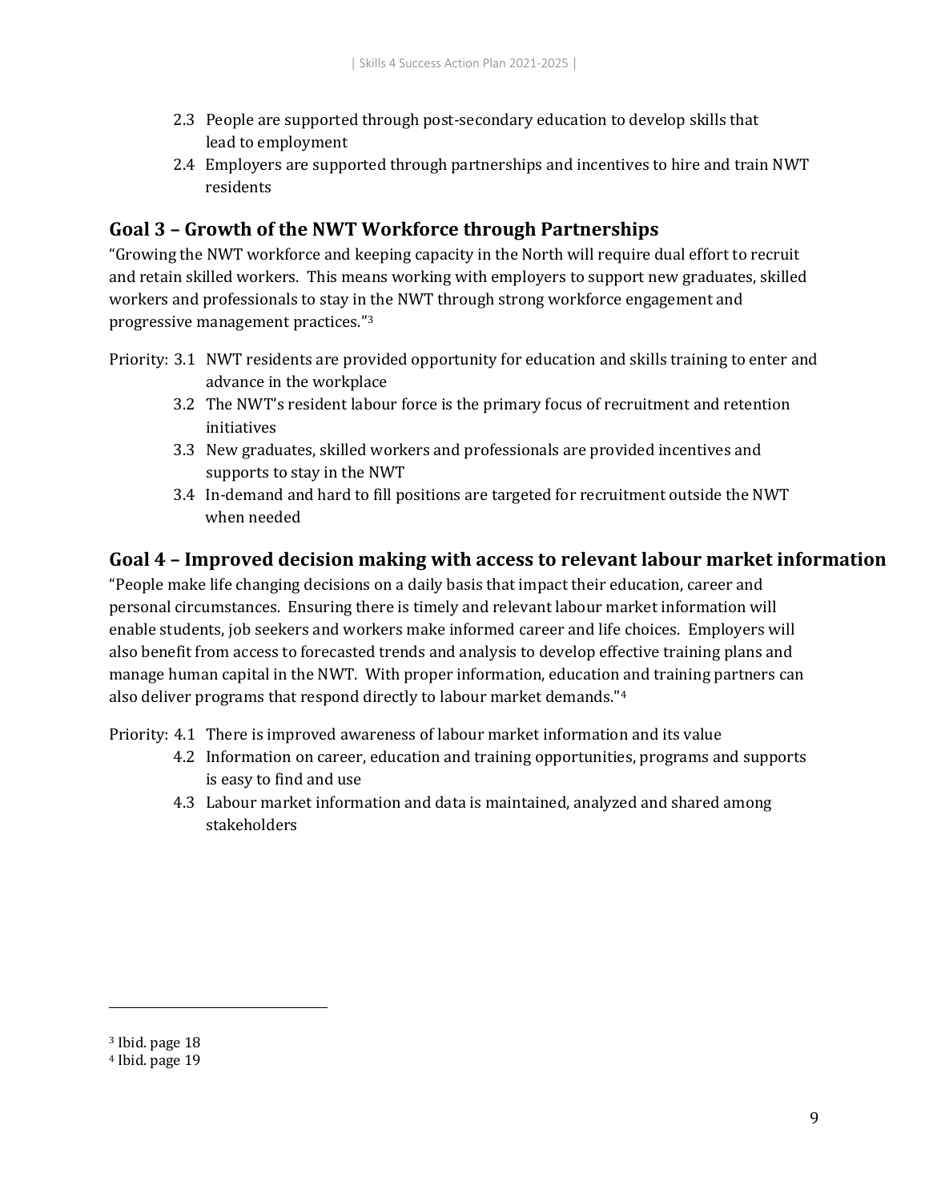2.3 People are supported through post-secondary education to develop skills that lead to employment
2.4 Employers are supported through partnerships and incentives to hire and train NWT residents

## Goal 3 – Growth of the NWT Workforce through Partnerships

"Growing the NWT workforce and keeping capacity in the North will require dual effort to recruit and retain skilled workers. This means working with employers to support new graduates, skilled workers and professionals to stay in the NWT through strong workforce engagement and progressive management practices."[3]

Priority:
3.1 NWT residents are provided opportunity for education and skills training to enter and advance in the workplace
3.2 The NWT's resident labour force is the primary focus of recruitment and retention initiatives
3.3 New graduates, skilled workers and professionals are provided incentives and supports to stay in the NWT
3.4 In-demand and hard to fill positions are targeted for recruitment outside the NWT when needed

## Goal 4 – Improved decision making with access to relevant labour market information

"People make life changing decisions on a daily basis that impact their education, career and personal circumstances. Ensuring there is timely and relevant labour market information will enable students, job seekers and workers make informed career and life choices. Employers will also benefit from access to forecasted trends and analysis to develop effective training plans and manage human capital in the NWT. With proper information, education and training partners can also deliver programs that respond directly to labour market demands."[4]

Priority:
4.1 There is improved awareness of labour market information and its value
4.2 Information on career, education and training opportunities, programs and supports is easy to find and use
4.3 Labour market information and data is maintained, analyzed and shared among stakeholders

---

[3] Ibid. page 18
[4] Ibid. page 19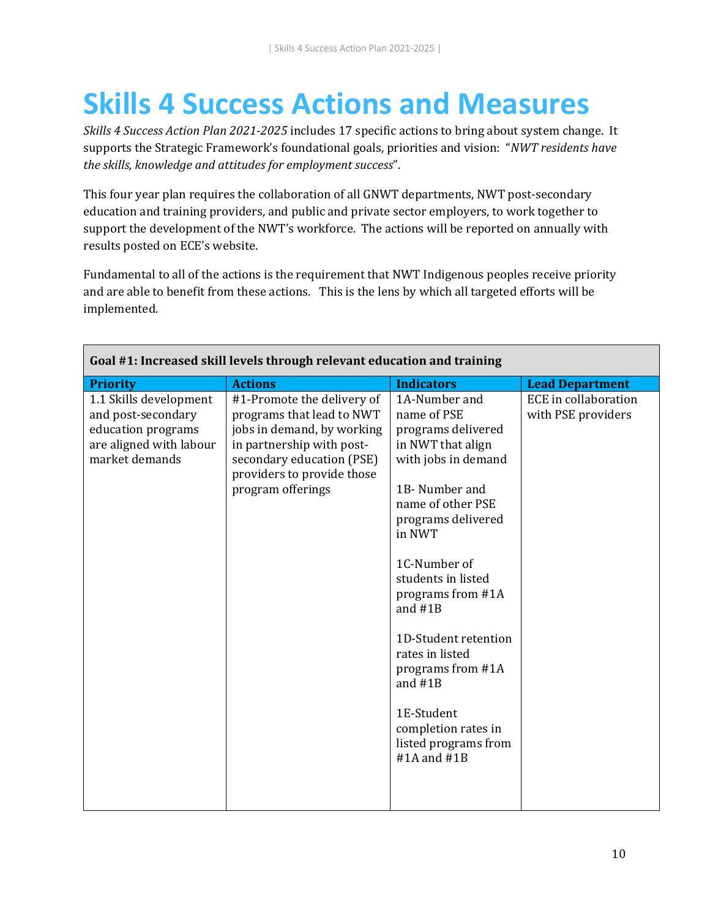# Skills 4 Success Actions and Measures

*Skills 4 Success Action Plan 2021-2025* includes 17 specific actions to bring about system change. It supports the Strategic Framework's foundational goals, priorities and vision: "*NWT residents have the skills, knowledge and attitudes for employment success*".

This four year plan requires the collaboration of all GNWT departments, NWT post-secondary education and training providers, and public and private sector employers, to work together to support the development of the NWT's workforce. The actions will be reported on annually with results posted on ECE's website.

Fundamental to all of the actions is the requirement that NWT Indigenous peoples receive priority and are able to benefit from these actions. This is the lens by which all targeted efforts will be implemented.

| **Goal #1: Increased skill levels through relevant education and training** | | | |
|---|---|---|---|
| **Priority** | **Actions** | **Indicators** | **Lead Department** |
| 1.1 Skills development and post-secondary education programs are aligned with labour market demands | #1-Promote the delivery of programs that lead to NWT jobs in demand, by working in partnership with post-secondary education (PSE) providers to provide those program offerings | 1A-Number and name of PSE programs delivered in NWT that align with jobs in demand<br><br>1B- Number and name of other PSE programs delivered in NWT<br><br>1C-Number of students in listed programs from #1A and #1B<br><br>1D-Student retention rates in listed programs from #1A and #1B<br><br>1E-Student completion rates in listed programs from #1A and #1B | ECE in collaboration with PSE providers |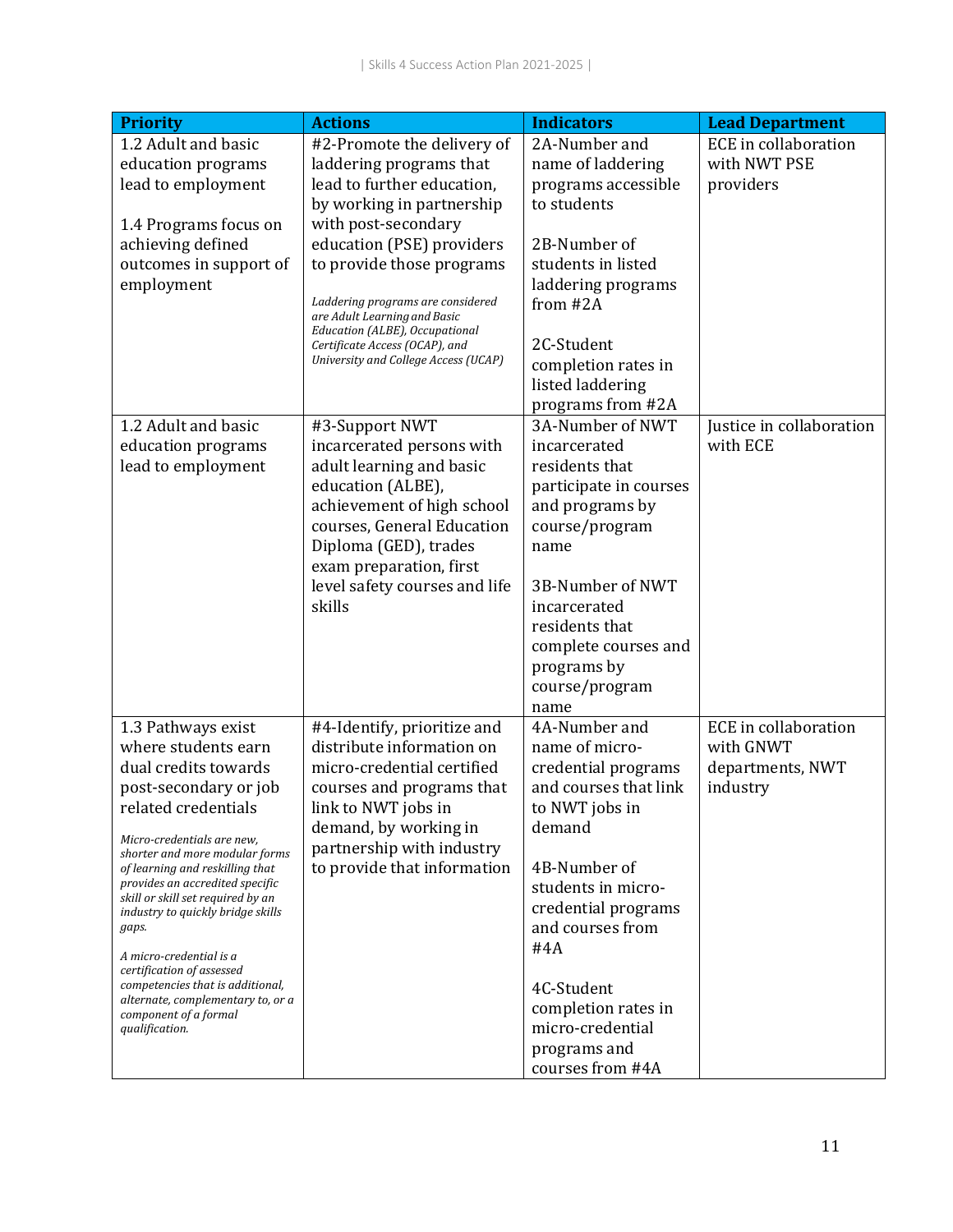| Priority | Actions | Indicators | Lead Department |
|---|---|---|---|
| 1.2 Adult and basic education programs lead to employment<br><br>1.4 Programs focus on achieving defined outcomes in support of employment | #2-Promote the delivery of laddering programs that lead to further education, by working in partnership with post-secondary education (PSE) providers to provide those programs<br><br>*Laddering programs are considered are Adult Learning and Basic Education (ALBE), Occupational Certificate Access (OCAP), and University and College Access (UCAP)* | 2A-Number and name of laddering programs accessible to students<br><br>2B-Number of students in listed laddering programs from #2A<br><br>2C-Student completion rates in listed laddering programs from #2A | ECE in collaboration with NWT PSE providers |
| 1.2 Adult and basic education programs lead to employment | #3-Support NWT incarcerated persons with adult learning and basic education (ALBE), achievement of high school courses, General Education Diploma (GED), trades exam preparation, first level safety courses and life skills | 3A-Number of NWT incarcerated residents that participate in courses and programs by course/program name<br><br>3B-Number of NWT incarcerated residents that complete courses and programs by course/program name | Justice in collaboration with ECE |
| 1.3 Pathways exist where students earn dual credits towards post-secondary or job related credentials<br><br>*Micro-credentials are new, shorter and more modular forms of learning and reskilling that provides an accredited specific skill or skill set required by an industry to quickly bridge skills gaps.*<br><br>*A micro-credential is a certification of assessed competencies that is additional, alternate, complementary to, or a component of a formal qualification.* | #4-Identify, prioritize and distribute information on micro-credential certified courses and programs that link to NWT jobs in demand, by working in partnership with industry to provide that information | 4A-Number and name of micro-credential programs and courses that link to NWT jobs in demand<br><br>4B-Number of students in micro-credential programs and courses from #4A<br><br>4C-Student completion rates in micro-credential programs and courses from #4A | ECE in collaboration with GNWT departments, NWT industry |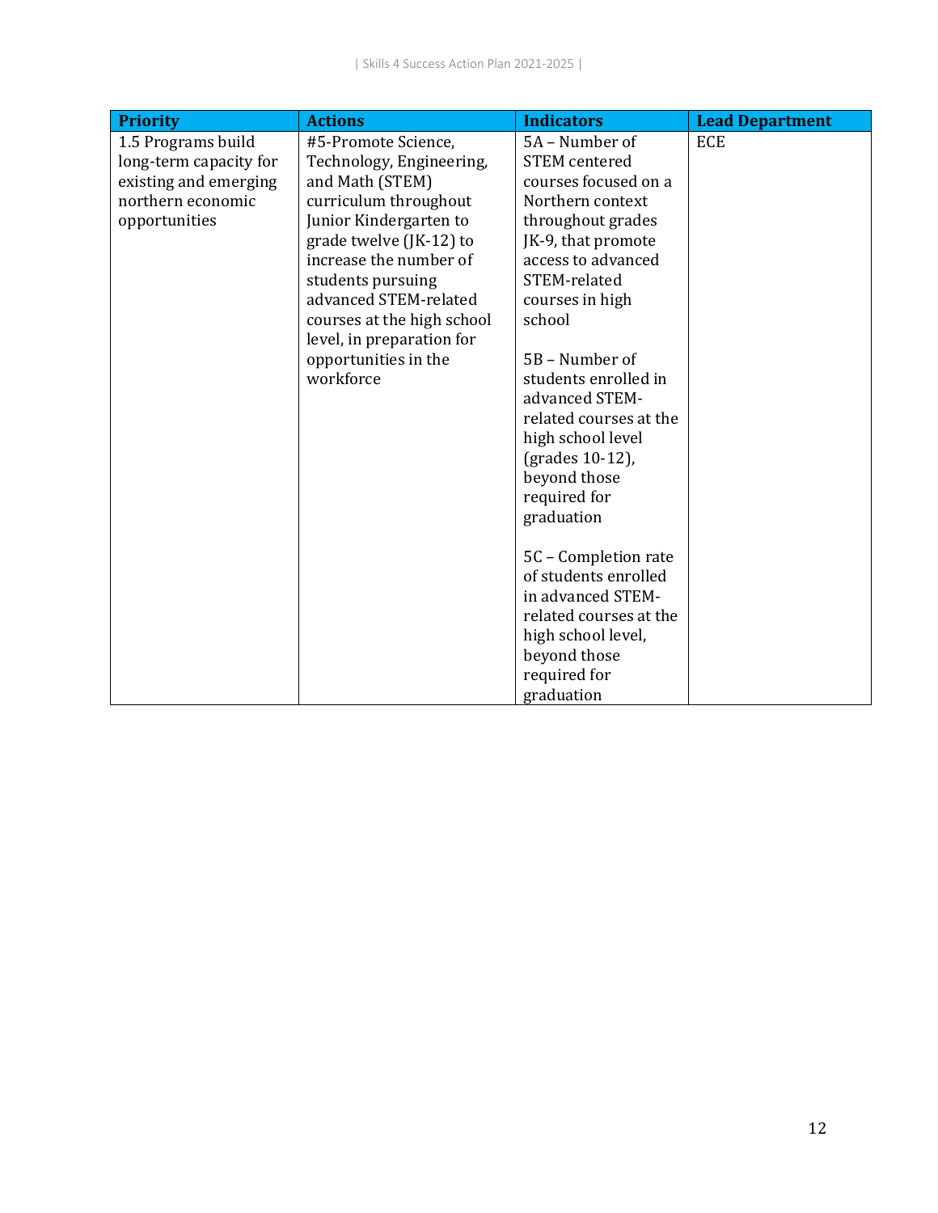| Priority | Actions | Indicators | Lead Department |
|---|---|---|---|
| 1.5 Programs build long-term capacity for existing and emerging northern economic opportunities | #5-Promote Science, Technology, Engineering, and Math (STEM) curriculum throughout Junior Kindergarten to grade twelve (JK-12) to increase the number of students pursuing advanced STEM-related courses at the high school level, in preparation for opportunities in the workforce | 5A – Number of STEM centered courses focused on a Northern context throughout grades JK-9, that promote access to advanced STEM-related courses in high school<br><br>5B – Number of students enrolled in advanced STEM-related courses at the high school level (grades 10-12), beyond those required for graduation<br><br>5C – Completion rate of students enrolled in advanced STEM-related courses at the high school level, beyond those required for graduation | ECE |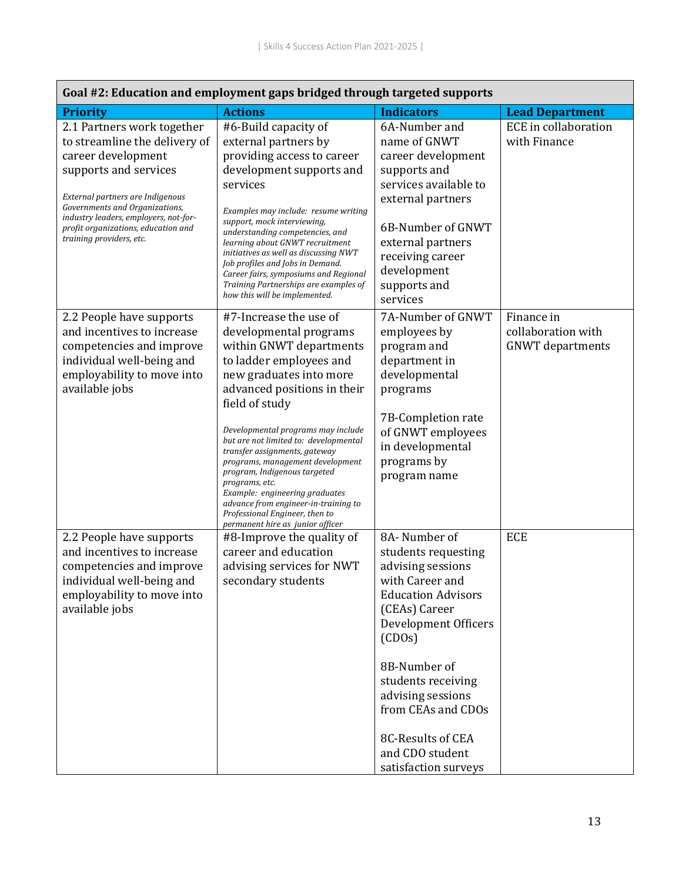| Goal #2: Education and employment gaps bridged through targeted supports | | | |
|---|---|---|---|
| **Priority** | **Actions** | **Indicators** | **Lead Department** |
| 2.1 Partners work together to streamline the delivery of career development supports and services<br><br>*External partners are Indigenous Governments and Organizations, industry leaders, employers, not-for-profit organizations, education and training providers, etc.* | #6-Build capacity of external partners by providing access to career development supports and services<br><br>*Examples may include: resume writing support, mock interviewing, understanding competencies, and learning about GNWT recruitment initiatives as well as discussing NWT Job profiles and Jobs in Demand. Career fairs, symposiums and Regional Training Partnerships are examples of how this will be implemented.* | 6A-Number and name of GNWT career development supports and services available to external partners<br><br>6B-Number of GNWT external partners receiving career development supports and services | ECE in collaboration with Finance |
| 2.2 People have supports and incentives to increase competencies and improve individual well-being and employability to move into available jobs | #7-Increase the use of developmental programs within GNWT departments to ladder employees and new graduates into more advanced positions in their field of study<br><br>*Developmental programs may include but are not limited to: developmental transfer assignments, gateway programs, management development program, Indigenous targeted programs, etc.*<br>*Example: engineering graduates advance from engineer-in-training to Professional Engineer, then to permanent hire as junior officer* | 7A-Number of GNWT employees by program and department in developmental programs<br><br>7B-Completion rate of GNWT employees in developmental programs by program name | Finance in collaboration with GNWT departments |
| 2.2 People have supports and incentives to increase competencies and improve individual well-being and employability to move into available jobs | #8-Improve the quality of career and education advising services for NWT secondary students | 8A- Number of students requesting advising sessions with Career and Education Advisors (CEAs) Career Development Officers (CDOs)<br><br>8B-Number of students receiving advising sessions from CEAs and CDOs<br><br>8C-Results of CEA and CDO student satisfaction surveys | ECE |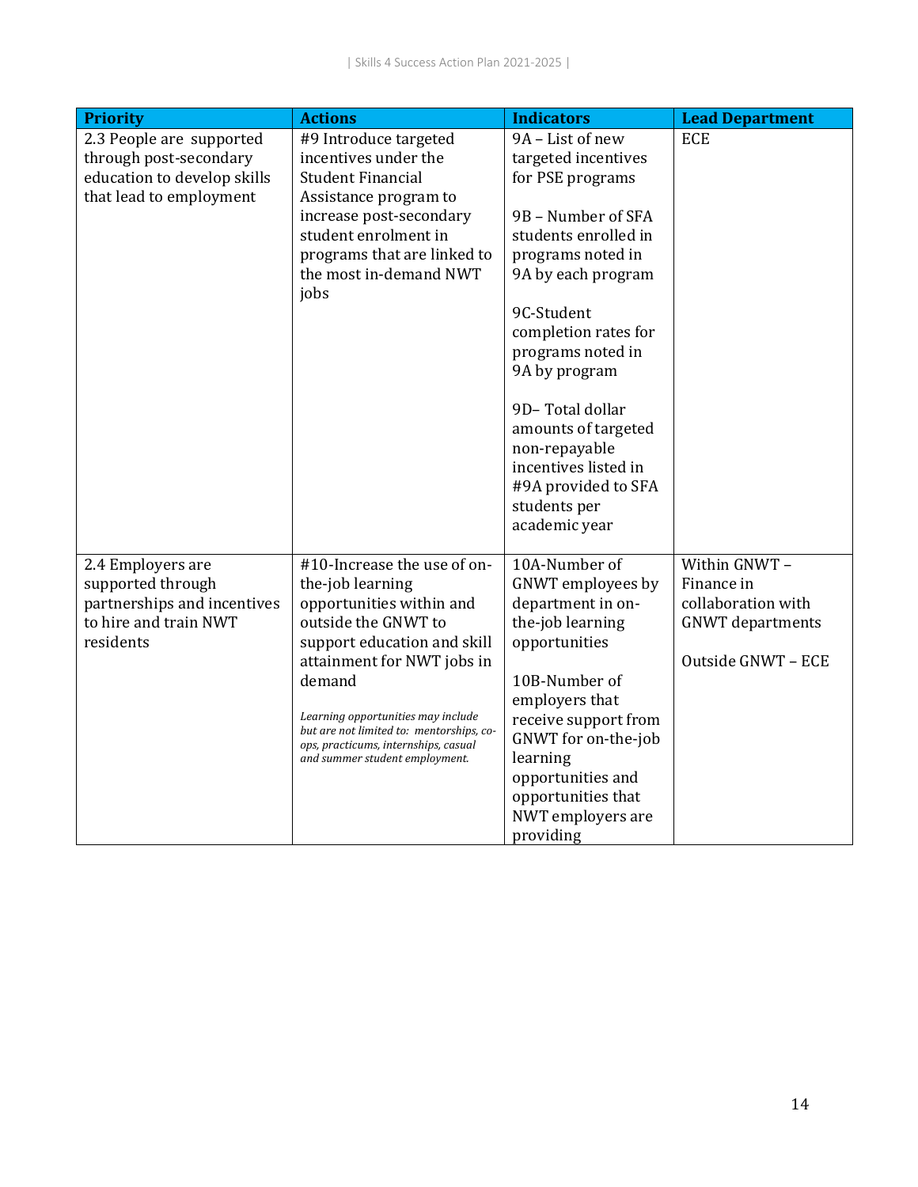| Priority | Actions | Indicators | Lead Department |
|---|---|---|---|
| 2.3 People are supported through post-secondary education to develop skills that lead to employment | #9 Introduce targeted incentives under the Student Financial Assistance program to increase post-secondary student enrolment in programs that are linked to the most in-demand NWT jobs | 9A – List of new targeted incentives for PSE programs<br><br>9B – Number of SFA students enrolled in programs noted in 9A by each program<br><br>9C-Student completion rates for programs noted in 9A by program<br><br>9D– Total dollar amounts of targeted non-repayable incentives listed in #9A provided to SFA students per academic year | ECE |
| 2.4 Employers are supported through partnerships and incentives to hire and train NWT residents | #10-Increase the use of on-the-job learning opportunities within and outside the GNWT to support education and skill attainment for NWT jobs in demand<br><br>*Learning opportunities may include but are not limited to: mentorships, co-ops, practicums, internships, casual and summer student employment.* | 10A-Number of GNWT employees by department in on-the-job learning opportunities<br><br>10B-Number of employers that receive support from GNWT for on-the-job learning opportunities and opportunities that NWT employers are providing | Within GNWT – Finance in collaboration with GNWT departments<br><br>Outside GNWT – ECE |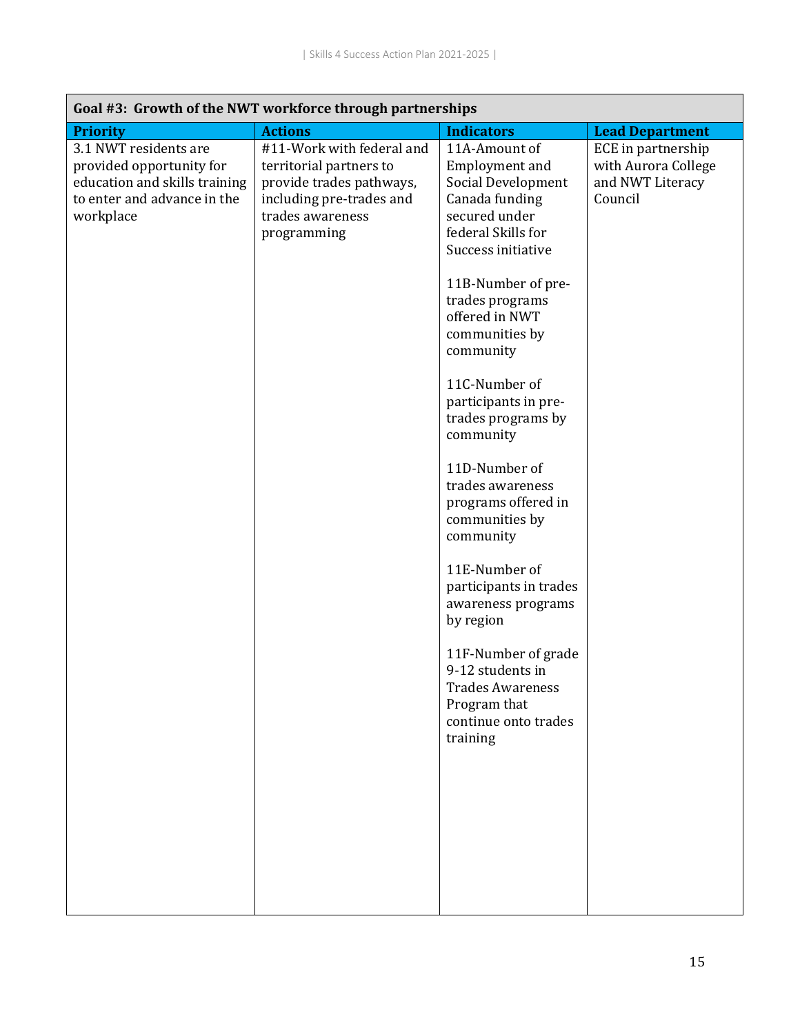| Goal #3: Growth of the NWT workforce through partnerships | | | |
|---|---|---|---|
| **Priority** | **Actions** | **Indicators** | **Lead Department** |
| 3.1 NWT residents are provided opportunity for education and skills training to enter and advance in the workplace | #11-Work with federal and territorial partners to provide trades pathways, including pre-trades and trades awareness programming | 11A-Amount of Employment and Social Development Canada funding secured under federal Skills for Success initiative<br><br>11B-Number of pre-trades programs offered in NWT communities by community<br><br>11C-Number of participants in pre-trades programs by community<br><br>11D-Number of trades awareness programs offered in communities by community<br><br>11E-Number of participants in trades awareness programs by region<br><br>11F-Number of grade 9-12 students in Trades Awareness Program that continue onto trades training | ECE in partnership with Aurora College and NWT Literacy Council |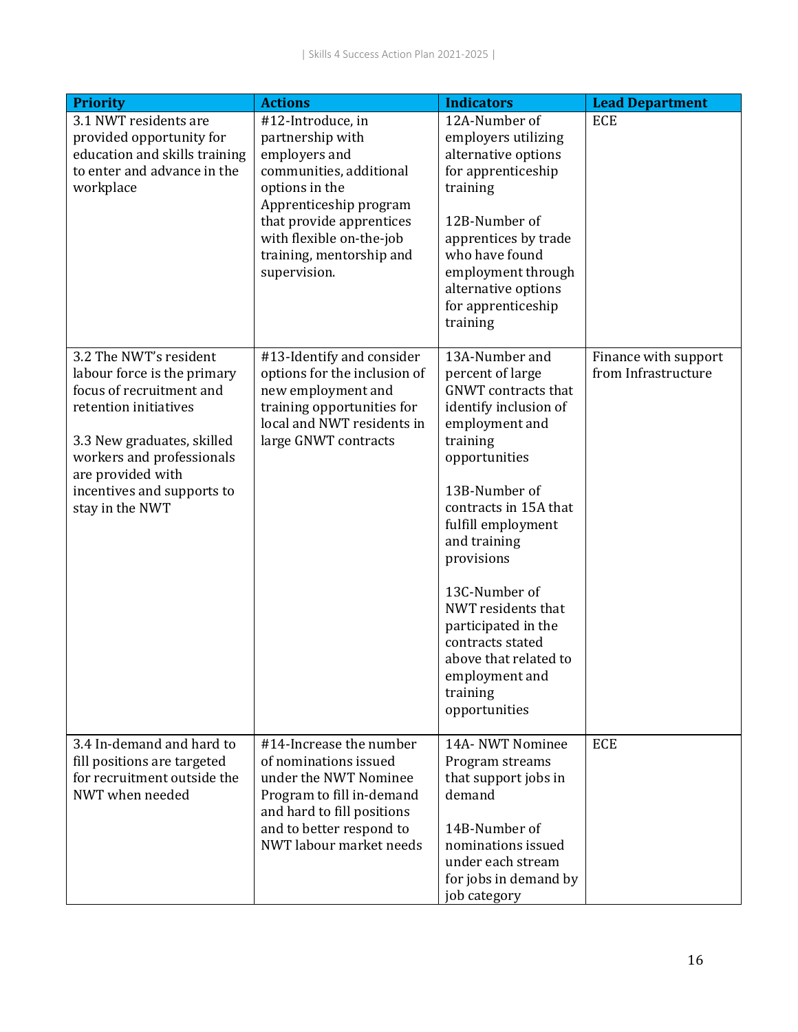| Priority | Actions | Indicators | Lead Department |
|---|---|---|---|
| 3.1 NWT residents are provided opportunity for education and skills training to enter and advance in the workplace | #12-Introduce, in partnership with employers and communities, additional options in the Apprenticeship program that provide apprentices with flexible on-the-job training, mentorship and supervision. | 12A-Number of employers utilizing alternative options for apprenticeship training<br><br>12B-Number of apprentices by trade who have found employment through alternative options for apprenticeship training | ECE |
| 3.2 The NWT's resident labour force is the primary focus of recruitment and retention initiatives<br><br>3.3 New graduates, skilled workers and professionals are provided with incentives and supports to stay in the NWT | #13-Identify and consider options for the inclusion of new employment and training opportunities for local and NWT residents in large GNWT contracts | 13A-Number and percent of large GNWT contracts that identify inclusion of employment and training opportunities<br><br>13B-Number of contracts in 15A that fulfill employment and training provisions<br><br>13C-Number of NWT residents that participated in the contracts stated above that related to employment and training opportunities | Finance with support from Infrastructure |
| 3.4 In-demand and hard to fill positions are targeted for recruitment outside the NWT when needed | #14-Increase the number of nominations issued under the NWT Nominee Program to fill in-demand and hard to fill positions and to better respond to NWT labour market needs | 14A- NWT Nominee Program streams that support jobs in demand<br><br>14B-Number of nominations issued under each stream for jobs in demand by job category | ECE |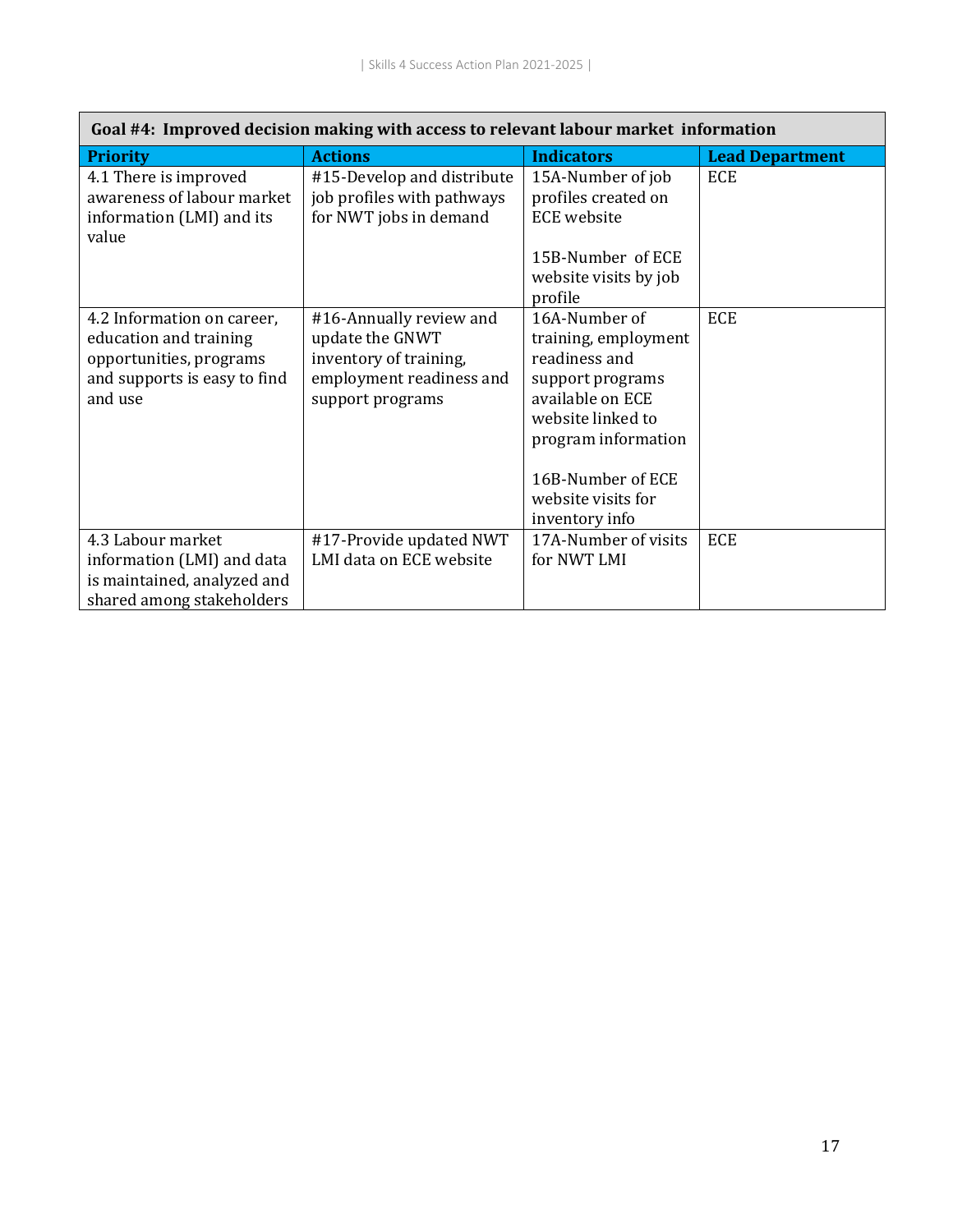| Goal #4: Improved decision making with access to relevant labour market information | | | |
|---|---|---|---|
| **Priority** | **Actions** | **Indicators** | **Lead Department** |
| 4.1 There is improved awareness of labour market information (LMI) and its value | #15-Develop and distribute job profiles with pathways for NWT jobs in demand | 15A-Number of job profiles created on ECE website<br><br>15B-Number of ECE website visits by job profile | ECE |
| 4.2 Information on career, education and training opportunities, programs and supports is easy to find and use | #16-Annually review and update the GNWT inventory of training, employment readiness and support programs | 16A-Number of training, employment readiness and support programs available on ECE website linked to program information<br><br>16B-Number of ECE website visits for inventory info | ECE |
| 4.3 Labour market information (LMI) and data is maintained, analyzed and shared among stakeholders | #17-Provide updated NWT LMI data on ECE website | 17A-Number of visits for NWT LMI | ECE |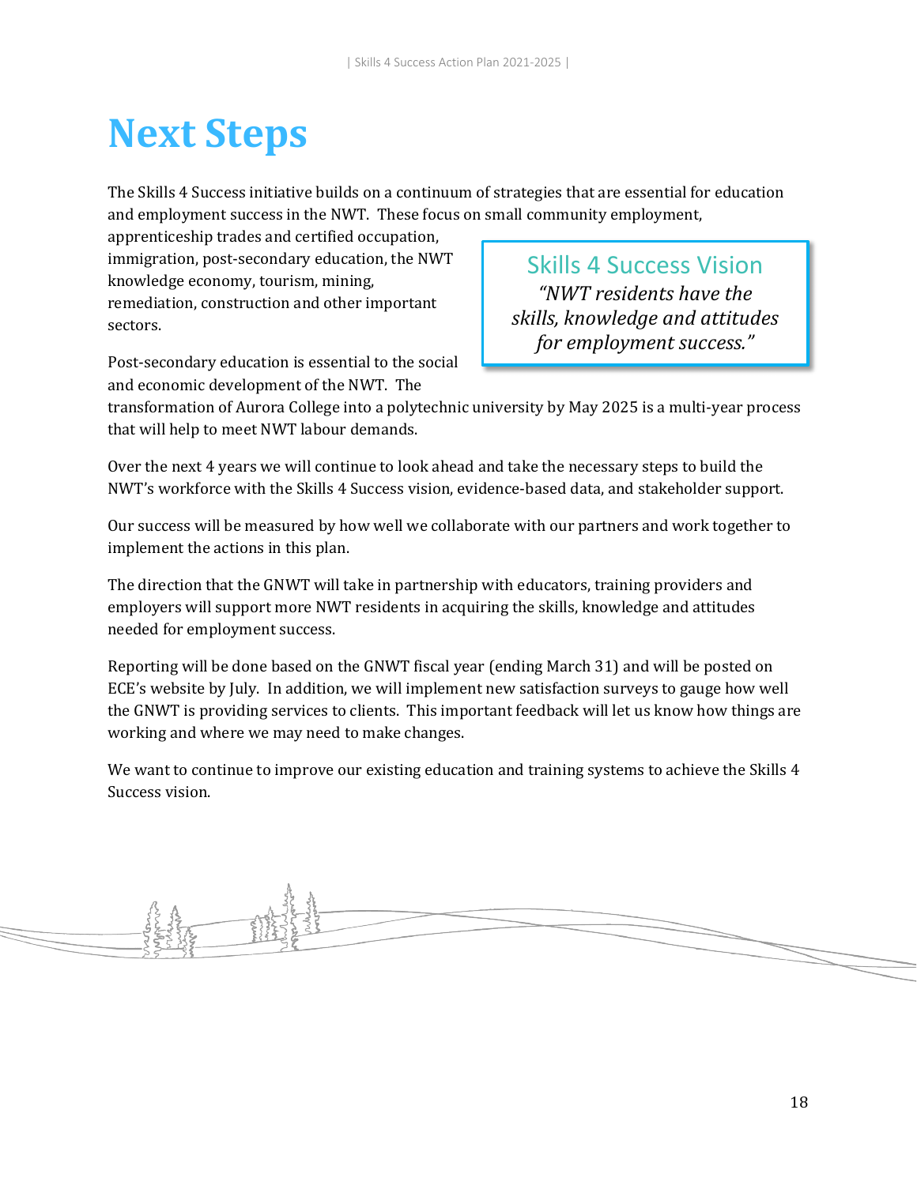# Next Steps

The Skills 4 Success initiative builds on a continuum of strategies that are essential for education and employment success in the NWT. These focus on small community employment, apprenticeship trades and certified occupation, immigration, post-secondary education, the NWT knowledge economy, tourism, mining, remediation, construction and other important sectors.

> **Skills 4 Success Vision**
>
> *"NWT residents have the skills, knowledge and attitudes for employment success."*

Post-secondary education is essential to the social and economic development of the NWT. The transformation of Aurora College into a polytechnic university by May 2025 is a multi-year process that will help to meet NWT labour demands.

Over the next 4 years we will continue to look ahead and take the necessary steps to build the NWT's workforce with the Skills 4 Success vision, evidence-based data, and stakeholder support.

Our success will be measured by how well we collaborate with our partners and work together to implement the actions in this plan.

The direction that the GNWT will take in partnership with educators, training providers and employers will support more NWT residents in acquiring the skills, knowledge and attitudes needed for employment success.

Reporting will be done based on the GNWT fiscal year (ending March 31) and will be posted on ECE's website by July. In addition, we will implement new satisfaction surveys to gauge how well the GNWT is providing services to clients. This important feedback will let us know how things are working and where we may need to make changes.

We want to continue to improve our existing education and training systems to achieve the Skills 4 Success vision.